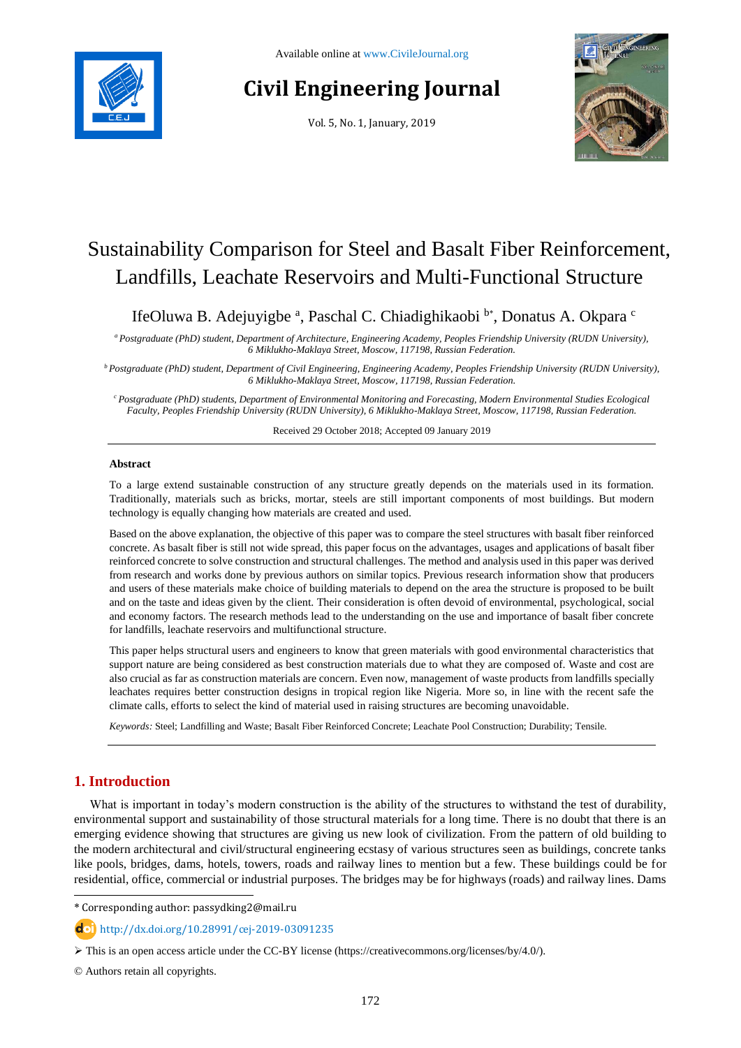Available online at www.CivileJournal.org

# Civil Engineering Journal

Vol. 5, No. 1, January, 2019

# Sustainability Comparison for Steel and Basalt Fiber Reinforcement, Landfills, Leachate Reservoirs and Multi-Functional Structure

IfeOluwa B. Adejuyigbe [a], Paschal C. Chiadighikaobi [b*], Donatus A. Okpara [c]

[a] *Postgraduate (PhD) student, Department of Architecture, Engineering Academy, Peoples Friendship University (RUDN University), 6 Miklukho-Maklaya Street, Moscow, 117198, Russian Federation.*

[b] *Postgraduate (PhD) student, Department of Civil Engineering, Engineering Academy, Peoples Friendship University (RUDN University), 6 Miklukho-Maklaya Street, Moscow, 117198, Russian Federation.*

[c] *Postgraduate (PhD) students, Department of Environmental Monitoring and Forecasting, Modern Environmental Studies Ecological Faculty, Peoples Friendship University (RUDN University), 6 Miklukho-Maklaya Street, Moscow, 117198, Russian Federation.*

Received 29 October 2018; Accepted 09 January 2019

## Abstract

To a large extend sustainable construction of any structure greatly depends on the materials used in its formation. Traditionally, materials such as bricks, mortar, steels are still important components of most buildings. But modern technology is equally changing how materials are created and used.

Based on the above explanation, the objective of this paper was to compare the steel structures with basalt fiber reinforced concrete. As basalt fiber is still not wide spread, this paper focus on the advantages, usages and applications of basalt fiber reinforced concrete to solve construction and structural challenges. The method and analysis used in this paper was derived from research and works done by previous authors on similar topics. Previous research information show that producers and users of these materials make choice of building materials to depend on the area the structure is proposed to be built and on the taste and ideas given by the client. Their consideration is often devoid of environmental, psychological, social and economy factors. The research methods lead to the understanding on the use and importance of basalt fiber concrete for landfills, leachate reservoirs and multifunctional structure.

This paper helps structural users and engineers to know that green materials with good environmental characteristics that support nature are being considered as best construction materials due to what they are composed of. Waste and cost are also crucial as far as construction materials are concern. Even now, management of waste products from landfills specially leachates requires better construction designs in tropical region like Nigeria. More so, in line with the recent safe the climate calls, efforts to select the kind of material used in raising structures are becoming unavoidable.

*Keywords:* Steel; Landfilling and Waste; Basalt Fiber Reinforced Concrete; Leachate Pool Construction; Durability; Tensile.

## 1. Introduction

What is important in today's modern construction is the ability of the structures to withstand the test of durability, environmental support and sustainability of those structural materials for a long time. There is no doubt that there is an emerging evidence showing that structures are giving us new look of civilization. From the pattern of old building to the modern architectural and civil/structural engineering ecstasy of various structures seen as buildings, concrete tanks like pools, bridges, dams, hotels, towers, roads and railway lines to mention but a few. These buildings could be for residential, office, commercial or industrial purposes. The bridges may be for highways (roads) and railway lines. Dams

\* Corresponding author: passydking2@mail.ru

http://dx.doi.org/10.28991/cej-2019-03091235

➢ This is an open access article under the CC-BY license (https://creativecommons.org/licenses/by/4.0/).

© Authors retain all copyrights.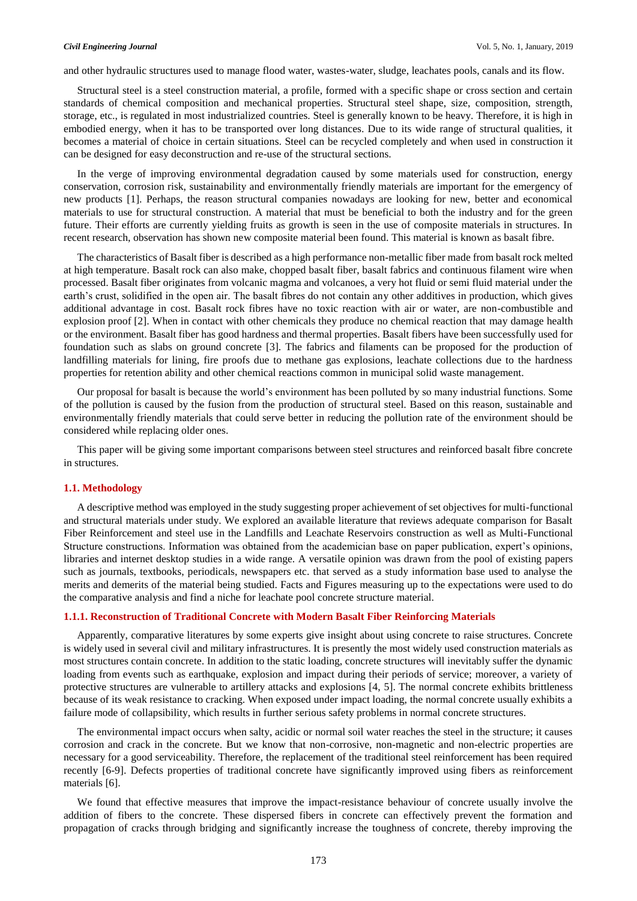and other hydraulic structures used to manage flood water, wastes-water, sludge, leachates pools, canals and its flow.

Structural steel is a steel construction material, a profile, formed with a specific shape or cross section and certain standards of chemical composition and mechanical properties. Structural steel shape, size, composition, strength, storage, etc., is regulated in most industrialized countries. Steel is generally known to be heavy. Therefore, it is high in embodied energy, when it has to be transported over long distances. Due to its wide range of structural qualities, it becomes a material of choice in certain situations. Steel can be recycled completely and when used in construction it can be designed for easy deconstruction and re-use of the structural sections.

In the verge of improving environmental degradation caused by some materials used for construction, energy conservation, corrosion risk, sustainability and environmentally friendly materials are important for the emergency of new products [1]. Perhaps, the reason structural companies nowadays are looking for new, better and economical materials to use for structural construction. A material that must be beneficial to both the industry and for the green future. Their efforts are currently yielding fruits as growth is seen in the use of composite materials in structures. In recent research, observation has shown new composite material been found. This material is known as basalt fibre.

The characteristics of Basalt fiber is described as a high performance non-metallic fiber made from basalt rock melted at high temperature. Basalt rock can also make, chopped basalt fiber, basalt fabrics and continuous filament wire when processed. Basalt fiber originates from volcanic magma and volcanoes, a very hot fluid or semi fluid material under the earth's crust, solidified in the open air. The basalt fibres do not contain any other additives in production, which gives additional advantage in cost. Basalt rock fibres have no toxic reaction with air or water, are non-combustible and explosion proof [2]. When in contact with other chemicals they produce no chemical reaction that may damage health or the environment. Basalt fiber has good hardness and thermal properties. Basalt fibers have been successfully used for foundation such as slabs on ground concrete [3]. The fabrics and filaments can be proposed for the production of landfilling materials for lining, fire proofs due to methane gas explosions, leachate collections due to the hardness properties for retention ability and other chemical reactions common in municipal solid waste management.

Our proposal for basalt is because the world's environment has been polluted by so many industrial functions. Some of the pollution is caused by the fusion from the production of structural steel. Based on this reason, sustainable and environmentally friendly materials that could serve better in reducing the pollution rate of the environment should be considered while replacing older ones.

This paper will be giving some important comparisons between steel structures and reinforced basalt fibre concrete in structures.

### 1.1. Methodology

A descriptive method was employed in the study suggesting proper achievement of set objectives for multi-functional and structural materials under study. We explored an available literature that reviews adequate comparison for Basalt Fiber Reinforcement and steel use in the Landfills and Leachate Reservoirs construction as well as Multi-Functional Structure constructions. Information was obtained from the academician base on paper publication, expert's opinions, libraries and internet desktop studies in a wide range. A versatile opinion was drawn from the pool of existing papers such as journals, textbooks, periodicals, newspapers etc. that served as a study information base used to analyse the merits and demerits of the material being studied. Facts and Figures measuring up to the expectations were used to do the comparative analysis and find a niche for leachate pool concrete structure material.

#### 1.1.1. Reconstruction of Traditional Concrete with Modern Basalt Fiber Reinforcing Materials

Apparently, comparative literatures by some experts give insight about using concrete to raise structures. Concrete is widely used in several civil and military infrastructures. It is presently the most widely used construction materials as most structures contain concrete. In addition to the static loading, concrete structures will inevitably suffer the dynamic loading from events such as earthquake, explosion and impact during their periods of service; moreover, a variety of protective structures are vulnerable to artillery attacks and explosions [4, 5]. The normal concrete exhibits brittleness because of its weak resistance to cracking. When exposed under impact loading, the normal concrete usually exhibits a failure mode of collapsibility, which results in further serious safety problems in normal concrete structures.

The environmental impact occurs when salty, acidic or normal soil water reaches the steel in the structure; it causes corrosion and crack in the concrete. But we know that non-corrosive, non-magnetic and non-electric properties are necessary for a good serviceability. Therefore, the replacement of the traditional steel reinforcement has been required recently [6-9]. Defects properties of traditional concrete have significantly improved using fibers as reinforcement materials [6].

We found that effective measures that improve the impact-resistance behaviour of concrete usually involve the addition of fibers to the concrete. These dispersed fibers in concrete can effectively prevent the formation and propagation of cracks through bridging and significantly increase the toughness of concrete, thereby improving the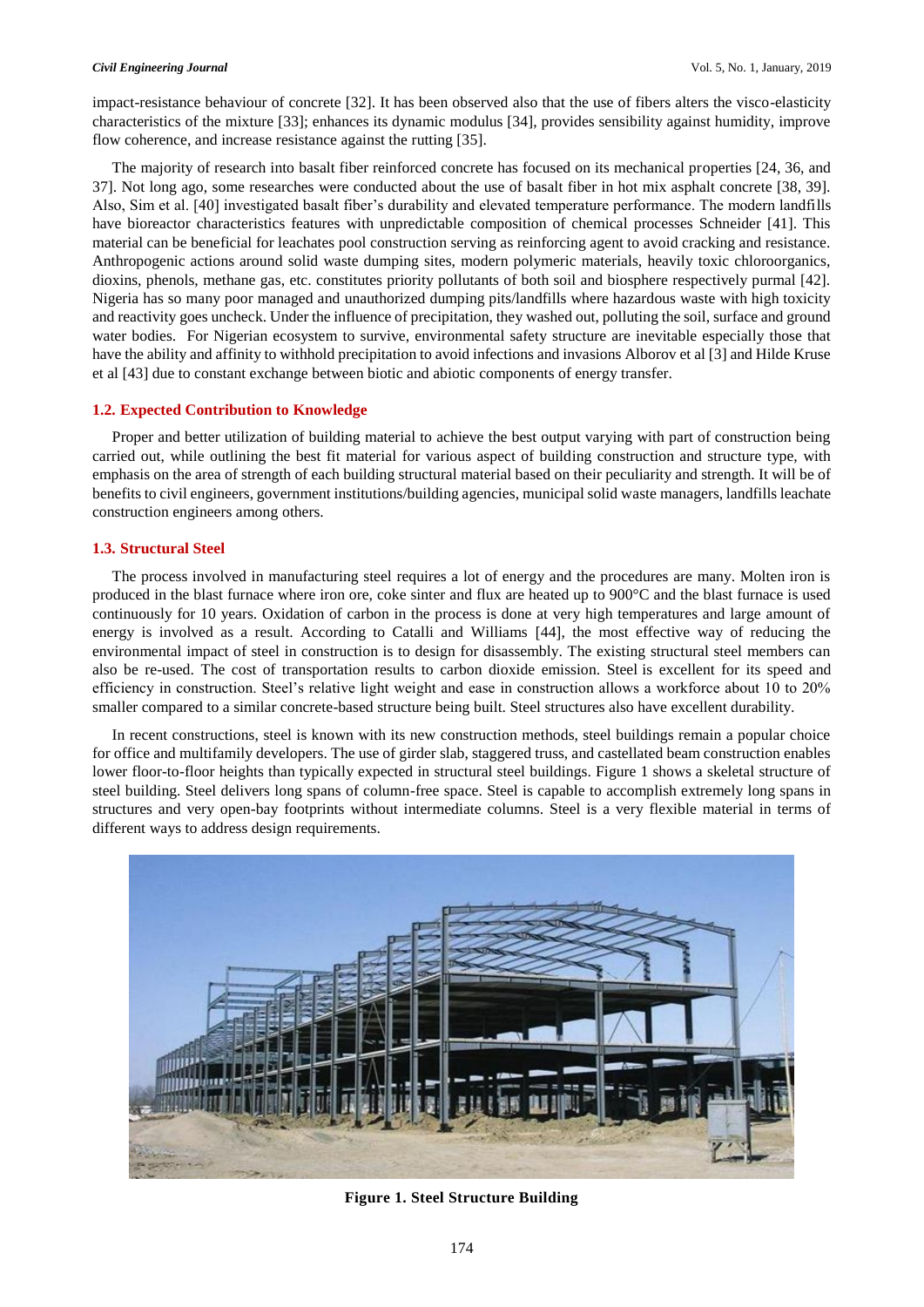impact-resistance behaviour of concrete [32]. It has been observed also that the use of fibers alters the visco-elasticity characteristics of the mixture [33]; enhances its dynamic modulus [34], provides sensibility against humidity, improve flow coherence, and increase resistance against the rutting [35].

The majority of research into basalt fiber reinforced concrete has focused on its mechanical properties [24, 36, and 37]. Not long ago, some researches were conducted about the use of basalt fiber in hot mix asphalt concrete [38, 39]. Also, Sim et al. [40] investigated basalt fiber's durability and elevated temperature performance. The modern landfills have bioreactor characteristics features with unpredictable composition of chemical processes Schneider [41]. This material can be beneficial for leachates pool construction serving as reinforcing agent to avoid cracking and resistance. Anthropogenic actions around solid waste dumping sites, modern polymeric materials, heavily toxic chloroorganics, dioxins, phenols, methane gas, etc. constitutes priority pollutants of both soil and biosphere respectively purmal [42]. Nigeria has so many poor managed and unauthorized dumping pits/landfills where hazardous waste with high toxicity and reactivity goes uncheck. Under the influence of precipitation, they washed out, polluting the soil, surface and ground water bodies. For Nigerian ecosystem to survive, environmental safety structure are inevitable especially those that have the ability and affinity to withhold precipitation to avoid infections and invasions Alborov et al [3] and Hilde Kruse et al [43] due to constant exchange between biotic and abiotic components of energy transfer.

### 1.2. Expected Contribution to Knowledge

Proper and better utilization of building material to achieve the best output varying with part of construction being carried out, while outlining the best fit material for various aspect of building construction and structure type, with emphasis on the area of strength of each building structural material based on their peculiarity and strength. It will be of benefits to civil engineers, government institutions/building agencies, municipal solid waste managers, landfills leachate construction engineers among others.

### 1.3. Structural Steel

The process involved in manufacturing steel requires a lot of energy and the procedures are many. Molten iron is produced in the blast furnace where iron ore, coke sinter and flux are heated up to 900°C and the blast furnace is used continuously for 10 years. Oxidation of carbon in the process is done at very high temperatures and large amount of energy is involved as a result. According to Catalli and Williams [44], the most effective way of reducing the environmental impact of steel in construction is to design for disassembly. The existing structural steel members can also be re-used. The cost of transportation results to carbon dioxide emission. Steel is excellent for its speed and efficiency in construction. Steel's relative light weight and ease in construction allows a workforce about 10 to 20% smaller compared to a similar concrete-based structure being built. Steel structures also have excellent durability.

In recent constructions, steel is known with its new construction methods, steel buildings remain a popular choice for office and multifamily developers. The use of girder slab, staggered truss, and castellated beam construction enables lower floor-to-floor heights than typically expected in structural steel buildings. Figure 1 shows a skeletal structure of steel building. Steel delivers long spans of column-free space. Steel is capable to accomplish extremely long spans in structures and very open-bay footprints without intermediate columns. Steel is a very flexible material in terms of different ways to address design requirements.

**Figure 1. Steel Structure Building**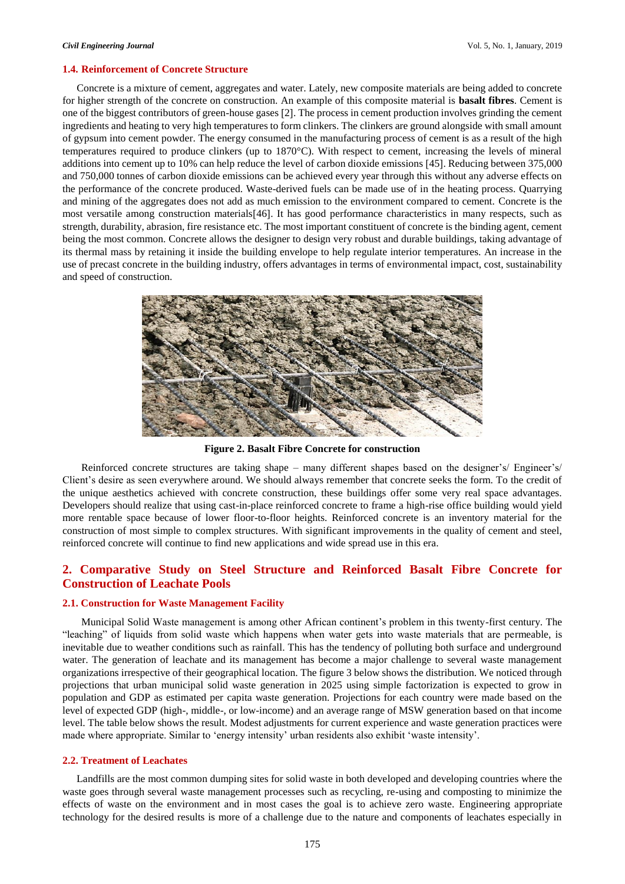### 1.4. Reinforcement of Concrete Structure

Concrete is a mixture of cement, aggregates and water. Lately, new composite materials are being added to concrete for higher strength of the concrete on construction. An example of this composite material is **basalt fibres**. Cement is one of the biggest contributors of green-house gases [2]. The process in cement production involves grinding the cement ingredients and heating to very high temperatures to form clinkers. The clinkers are ground alongside with small amount of gypsum into cement powder. The energy consumed in the manufacturing process of cement is as a result of the high temperatures required to produce clinkers (up to 1870°C). With respect to cement, increasing the levels of mineral additions into cement up to 10% can help reduce the level of carbon dioxide emissions [45]. Reducing between 375,000 and 750,000 tonnes of carbon dioxide emissions can be achieved every year through this without any adverse effects on the performance of the concrete produced. Waste-derived fuels can be made use of in the heating process. Quarrying and mining of the aggregates does not add as much emission to the environment compared to cement. Concrete is the most versatile among construction materials[46]. It has good performance characteristics in many respects, such as strength, durability, abrasion, fire resistance etc. The most important constituent of concrete is the binding agent, cement being the most common. Concrete allows the designer to design very robust and durable buildings, taking advantage of its thermal mass by retaining it inside the building envelope to help regulate interior temperatures. An increase in the use of precast concrete in the building industry, offers advantages in terms of environmental impact, cost, sustainability and speed of construction.

**Figure 2. Basalt Fibre Concrete for construction**

Reinforced concrete structures are taking shape – many different shapes based on the designer's/ Engineer's/ Client's desire as seen everywhere around. We should always remember that concrete seeks the form. To the credit of the unique aesthetics achieved with concrete construction, these buildings offer some very real space advantages. Developers should realize that using cast-in-place reinforced concrete to frame a high-rise office building would yield more rentable space because of lower floor-to-floor heights. Reinforced concrete is an inventory material for the construction of most simple to complex structures. With significant improvements in the quality of cement and steel, reinforced concrete will continue to find new applications and wide spread use in this era.

## 2. Comparative Study on Steel Structure and Reinforced Basalt Fibre Concrete for Construction of Leachate Pools

### 2.1. Construction for Waste Management Facility

Municipal Solid Waste management is among other African continent's problem in this twenty-first century. The "leaching" of liquids from solid waste which happens when water gets into waste materials that are permeable, is inevitable due to weather conditions such as rainfall. This has the tendency of polluting both surface and underground water. The generation of leachate and its management has become a major challenge to several waste management organizations irrespective of their geographical location. The figure 3 below shows the distribution. We noticed through projections that urban municipal solid waste generation in 2025 using simple factorization is expected to grow in population and GDP as estimated per capita waste generation. Projections for each country were made based on the level of expected GDP (high-, middle-, or low-income) and an average range of MSW generation based on that income level. The table below shows the result. Modest adjustments for current experience and waste generation practices were made where appropriate. Similar to 'energy intensity' urban residents also exhibit 'waste intensity'.

### 2.2. Treatment of Leachates

Landfills are the most common dumping sites for solid waste in both developed and developing countries where the waste goes through several waste management processes such as recycling, re-using and composting to minimize the effects of waste on the environment and in most cases the goal is to achieve zero waste. Engineering appropriate technology for the desired results is more of a challenge due to the nature and components of leachates especially in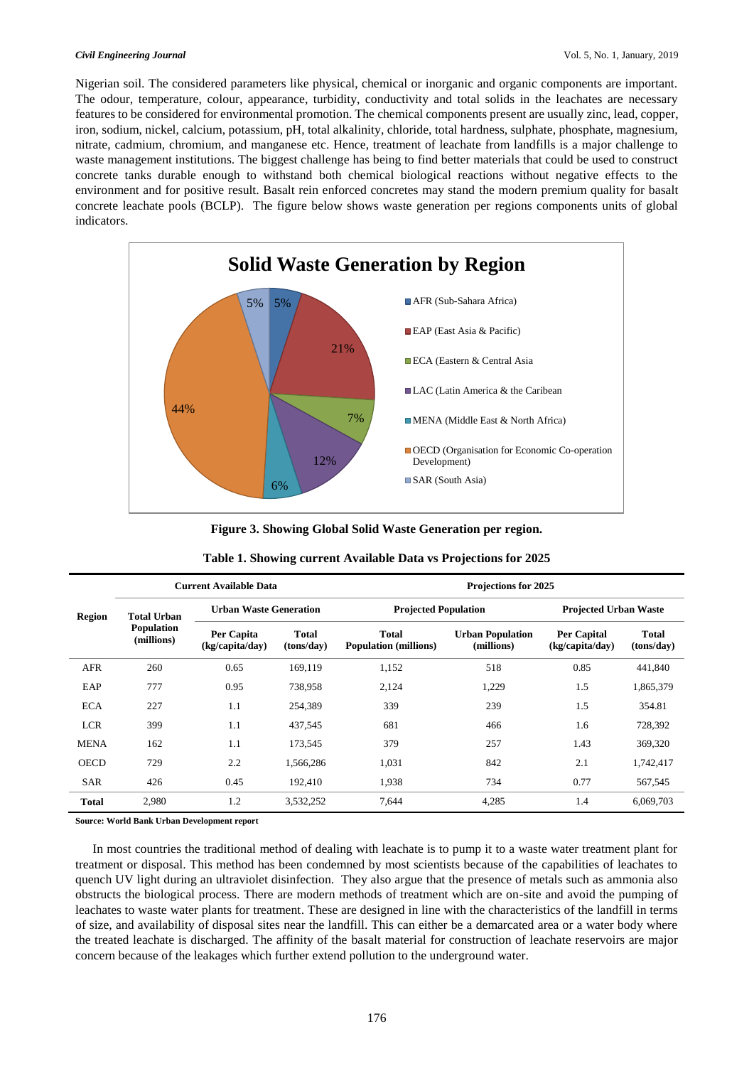Nigerian soil. The considered parameters like physical, chemical or inorganic and organic components are important. The odour, temperature, colour, appearance, turbidity, conductivity and total solids in the leachates are necessary features to be considered for environmental promotion. The chemical components present are usually zinc, lead, copper, iron, sodium, nickel, calcium, potassium, pH, total alkalinity, chloride, total hardness, sulphate, phosphate, magnesium, nitrate, cadmium, chromium, and manganese etc. Hence, treatment of leachate from landfills is a major challenge to waste management institutions. The biggest challenge has being to find better materials that could be used to construct concrete tanks durable enough to withstand both chemical biological reactions without negative effects to the environment and for positive result. Basalt rein enforced concretes may stand the modern premium quality for basalt concrete leachate pools (BCLP). The figure below shows waste generation per regions components units of global indicators.

Solid Waste Generation by Region

5%
5%
21%
7%
12%
6%
44%

AFR (Sub-Sahara Africa)
EAP (East Asia & Pacific)
ECA (Eastern & Central Asia
LAC (Latin America & the Caribean
MENA (Middle East & North Africa)
OECD (Organisation for Economic Co-operation Development)
SAR (South Asia)

**Figure 3. Showing Global Solid Waste Generation per region.**

**Table 1. Showing current Available Data vs Projections for 2025**

| Region | Current Available Data | | | Projections for 2025 | | | |
|---|---|---|---|---|---|---|---|
| | Total Urban Population (millions) | Urban Waste Generation | | Projected Population | | Projected Urban Waste | |
| | | Per Capita (kg/capita/day) | Total (tons/day) | Total Population (millions) | Urban Population (millions) | Per Capital (kg/capita/day) | Total (tons/day) |
| AFR | 260 | 0.65 | 169,119 | 1,152 | 518 | 0.85 | 441,840 |
| EAP | 777 | 0.95 | 738,958 | 2,124 | 1,229 | 1.5 | 1,865,379 |
| ECA | 227 | 1.1 | 254,389 | 339 | 239 | 1.5 | 354.81 |
| LCR | 399 | 1.1 | 437,545 | 681 | 466 | 1.6 | 728,392 |
| MENA | 162 | 1.1 | 173,545 | 379 | 257 | 1.43 | 369,320 |
| OECD | 729 | 2.2 | 1,566,286 | 1,031 | 842 | 2.1 | 1,742,417 |
| SAR | 426 | 0.45 | 192,410 | 1,938 | 734 | 0.77 | 567,545 |
| **Total** | 2,980 | 1.2 | 3,532,252 | 7,644 | 4,285 | 1.4 | 6,069,703 |

**Source: World Bank Urban Development report**

In most countries the traditional method of dealing with leachate is to pump it to a waste water treatment plant for treatment or disposal. This method has been condemned by most scientists because of the capabilities of leachates to quench UV light during an ultraviolet disinfection. They also argue that the presence of metals such as ammonia also obstructs the biological process. There are modern methods of treatment which are on-site and avoid the pumping of leachates to waste water plants for treatment. These are designed in line with the characteristics of the landfill in terms of size, and availability of disposal sites near the landfill. This can either be a demarcated area or a water body where the treated leachate is discharged. The affinity of the basalt material for construction of leachate reservoirs are major concern because of the leakages which further extend pollution to the underground water.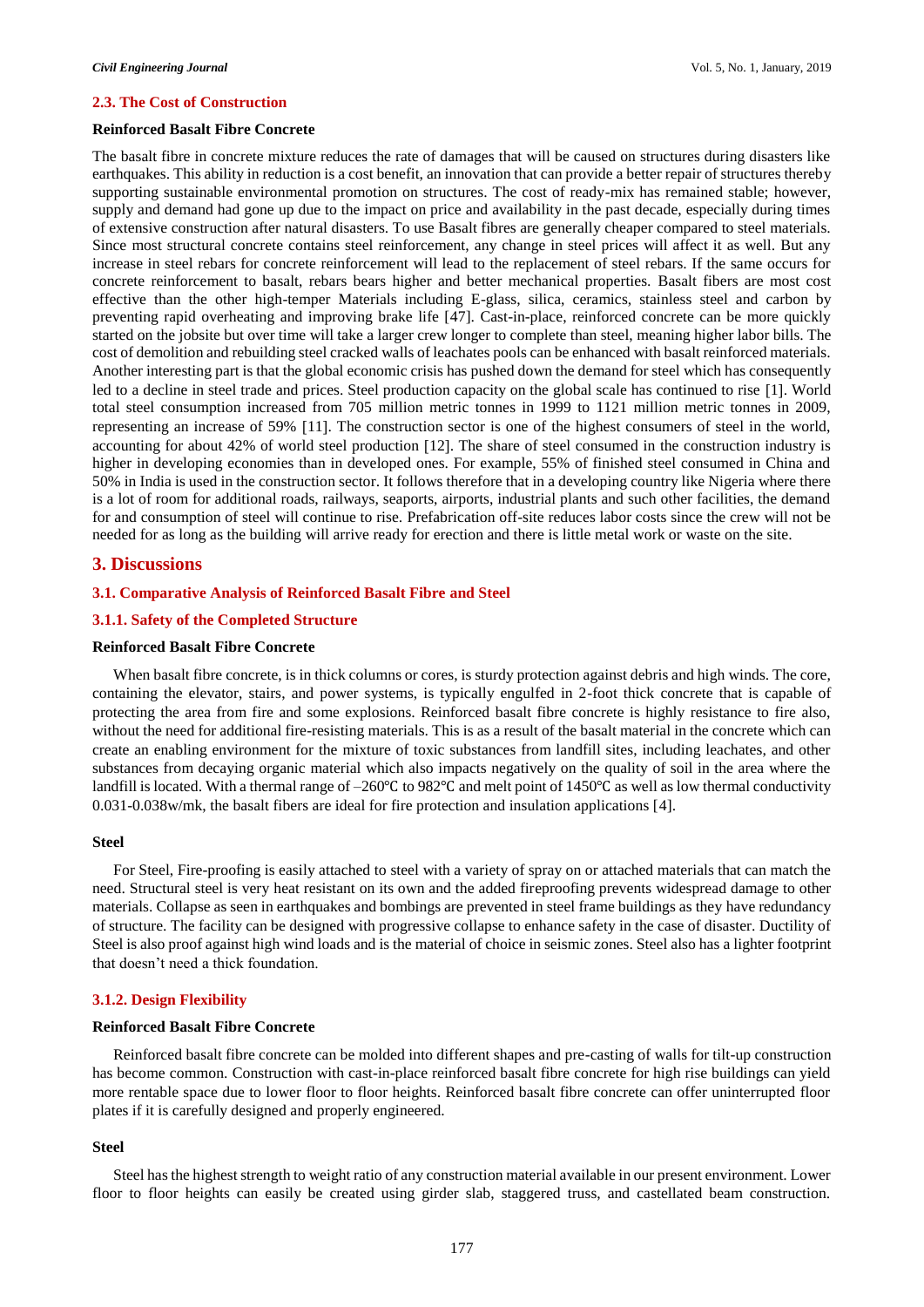### 2.3. The Cost of Construction

**Reinforced Basalt Fibre Concrete**

The basalt fibre in concrete mixture reduces the rate of damages that will be caused on structures during disasters like earthquakes. This ability in reduction is a cost benefit, an innovation that can provide a better repair of structures thereby supporting sustainable environmental promotion on structures. The cost of ready-mix has remained stable; however, supply and demand had gone up due to the impact on price and availability in the past decade, especially during times of extensive construction after natural disasters. To use Basalt fibres are generally cheaper compared to steel materials. Since most structural concrete contains steel reinforcement, any change in steel prices will affect it as well. But any increase in steel rebars for concrete reinforcement will lead to the replacement of steel rebars. If the same occurs for concrete reinforcement to basalt, rebars bears higher and better mechanical properties. Basalt fibers are most cost effective than the other high-temper Materials including E-glass, silica, ceramics, stainless steel and carbon by preventing rapid overheating and improving brake life [47]. Cast-in-place, reinforced concrete can be more quickly started on the jobsite but over time will take a larger crew longer to complete than steel, meaning higher labor bills. The cost of demolition and rebuilding steel cracked walls of leachates pools can be enhanced with basalt reinforced materials. Another interesting part is that the global economic crisis has pushed down the demand for steel which has consequently led to a decline in steel trade and prices. Steel production capacity on the global scale has continued to rise [1]. World total steel consumption increased from 705 million metric tonnes in 1999 to 1121 million metric tonnes in 2009, representing an increase of 59% [11]. The construction sector is one of the highest consumers of steel in the world, accounting for about 42% of world steel production [12]. The share of steel consumed in the construction industry is higher in developing economies than in developed ones. For example, 55% of finished steel consumed in China and 50% in India is used in the construction sector. It follows therefore that in a developing country like Nigeria where there is a lot of room for additional roads, railways, seaports, airports, industrial plants and such other facilities, the demand for and consumption of steel will continue to rise. Prefabrication off-site reduces labor costs since the crew will not be needed for as long as the building will arrive ready for erection and there is little metal work or waste on the site.

## 3. Discussions

### 3.1. Comparative Analysis of Reinforced Basalt Fibre and Steel

#### 3.1.1. Safety of the Completed Structure

**Reinforced Basalt Fibre Concrete**

When basalt fibre concrete, is in thick columns or cores, is sturdy protection against debris and high winds. The core, containing the elevator, stairs, and power systems, is typically engulfed in 2-foot thick concrete that is capable of protecting the area from fire and some explosions. Reinforced basalt fibre concrete is highly resistance to fire also, without the need for additional fire-resisting materials. This is as a result of the basalt material in the concrete which can create an enabling environment for the mixture of toxic substances from landfill sites, including leachates, and other substances from decaying organic material which also impacts negatively on the quality of soil in the area where the landfill is located. With a thermal range of –260℃ to 982℃ and melt point of 1450℃ as well as low thermal conductivity 0.031-0.038w/mk, the basalt fibers are ideal for fire protection and insulation applications [4].

**Steel**

For Steel, Fire-proofing is easily attached to steel with a variety of spray on or attached materials that can match the need. Structural steel is very heat resistant on its own and the added fireproofing prevents widespread damage to other materials. Collapse as seen in earthquakes and bombings are prevented in steel frame buildings as they have redundancy of structure. The facility can be designed with progressive collapse to enhance safety in the case of disaster. Ductility of Steel is also proof against high wind loads and is the material of choice in seismic zones. Steel also has a lighter footprint that doesn't need a thick foundation.

#### 3.1.2. Design Flexibility

**Reinforced Basalt Fibre Concrete**

Reinforced basalt fibre concrete can be molded into different shapes and pre-casting of walls for tilt-up construction has become common. Construction with cast-in-place reinforced basalt fibre concrete for high rise buildings can yield more rentable space due to lower floor to floor heights. Reinforced basalt fibre concrete can offer uninterrupted floor plates if it is carefully designed and properly engineered.

**Steel**

Steel has the highest strength to weight ratio of any construction material available in our present environment. Lower floor to floor heights can easily be created using girder slab, staggered truss, and castellated beam construction.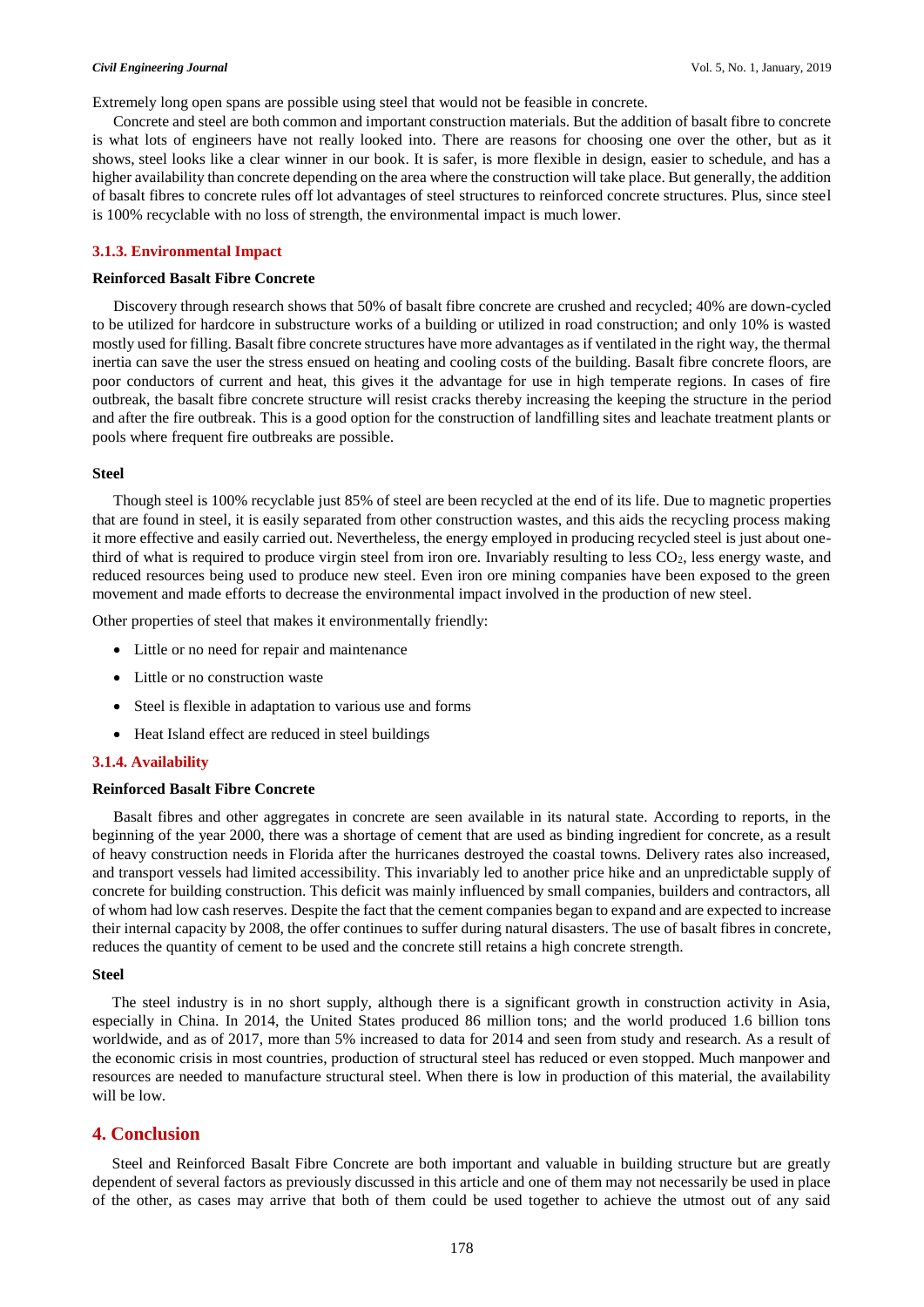Extremely long open spans are possible using steel that would not be feasible in concrete.

Concrete and steel are both common and important construction materials. But the addition of basalt fibre to concrete is what lots of engineers have not really looked into. There are reasons for choosing one over the other, but as it shows, steel looks like a clear winner in our book. It is safer, is more flexible in design, easier to schedule, and has a higher availability than concrete depending on the area where the construction will take place. But generally, the addition of basalt fibres to concrete rules off lot advantages of steel structures to reinforced concrete structures. Plus, since steel is 100% recyclable with no loss of strength, the environmental impact is much lower.

### 3.1.3. Environmental Impact

**Reinforced Basalt Fibre Concrete**

Discovery through research shows that 50% of basalt fibre concrete are crushed and recycled; 40% are down-cycled to be utilized for hardcore in substructure works of a building or utilized in road construction; and only 10% is wasted mostly used for filling. Basalt fibre concrete structures have more advantages as if ventilated in the right way, the thermal inertia can save the user the stress ensued on heating and cooling costs of the building. Basalt fibre concrete floors, are poor conductors of current and heat, this gives it the advantage for use in high temperate regions. In cases of fire outbreak, the basalt fibre concrete structure will resist cracks thereby increasing the keeping the structure in the period and after the fire outbreak. This is a good option for the construction of landfilling sites and leachate treatment plants or pools where frequent fire outbreaks are possible.

**Steel**

Though steel is 100% recyclable just 85% of steel are been recycled at the end of its life. Due to magnetic properties that are found in steel, it is easily separated from other construction wastes, and this aids the recycling process making it more effective and easily carried out. Nevertheless, the energy employed in producing recycled steel is just about one-third of what is required to produce virgin steel from iron ore. Invariably resulting to less $CO_2$, less energy waste, and reduced resources being used to produce new steel. Even iron ore mining companies have been exposed to the green movement and made efforts to decrease the environmental impact involved in the production of new steel.

Other properties of steel that makes it environmentally friendly:

- Little or no need for repair and maintenance
- Little or no construction waste
- Steel is flexible in adaptation to various use and forms
- Heat Island effect are reduced in steel buildings

### 3.1.4. Availability

**Reinforced Basalt Fibre Concrete**

Basalt fibres and other aggregates in concrete are seen available in its natural state. According to reports, in the beginning of the year 2000, there was a shortage of cement that are used as binding ingredient for concrete, as a result of heavy construction needs in Florida after the hurricanes destroyed the coastal towns. Delivery rates also increased, and transport vessels had limited accessibility. This invariably led to another price hike and an unpredictable supply of concrete for building construction. This deficit was mainly influenced by small companies, builders and contractors, all of whom had low cash reserves. Despite the fact that the cement companies began to expand and are expected to increase their internal capacity by 2008, the offer continues to suffer during natural disasters. The use of basalt fibres in concrete, reduces the quantity of cement to be used and the concrete still retains a high concrete strength.

**Steel**

The steel industry is in no short supply, although there is a significant growth in construction activity in Asia, especially in China. In 2014, the United States produced 86 million tons; and the world produced 1.6 billion tons worldwide, and as of 2017, more than 5% increased to data for 2014 and seen from study and research. As a result of the economic crisis in most countries, production of structural steel has reduced or even stopped. Much manpower and resources are needed to manufacture structural steel. When there is low in production of this material, the availability will be low.

## 4. Conclusion

Steel and Reinforced Basalt Fibre Concrete are both important and valuable in building structure but are greatly dependent of several factors as previously discussed in this article and one of them may not necessarily be used in place of the other, as cases may arrive that both of them could be used together to achieve the utmost out of any said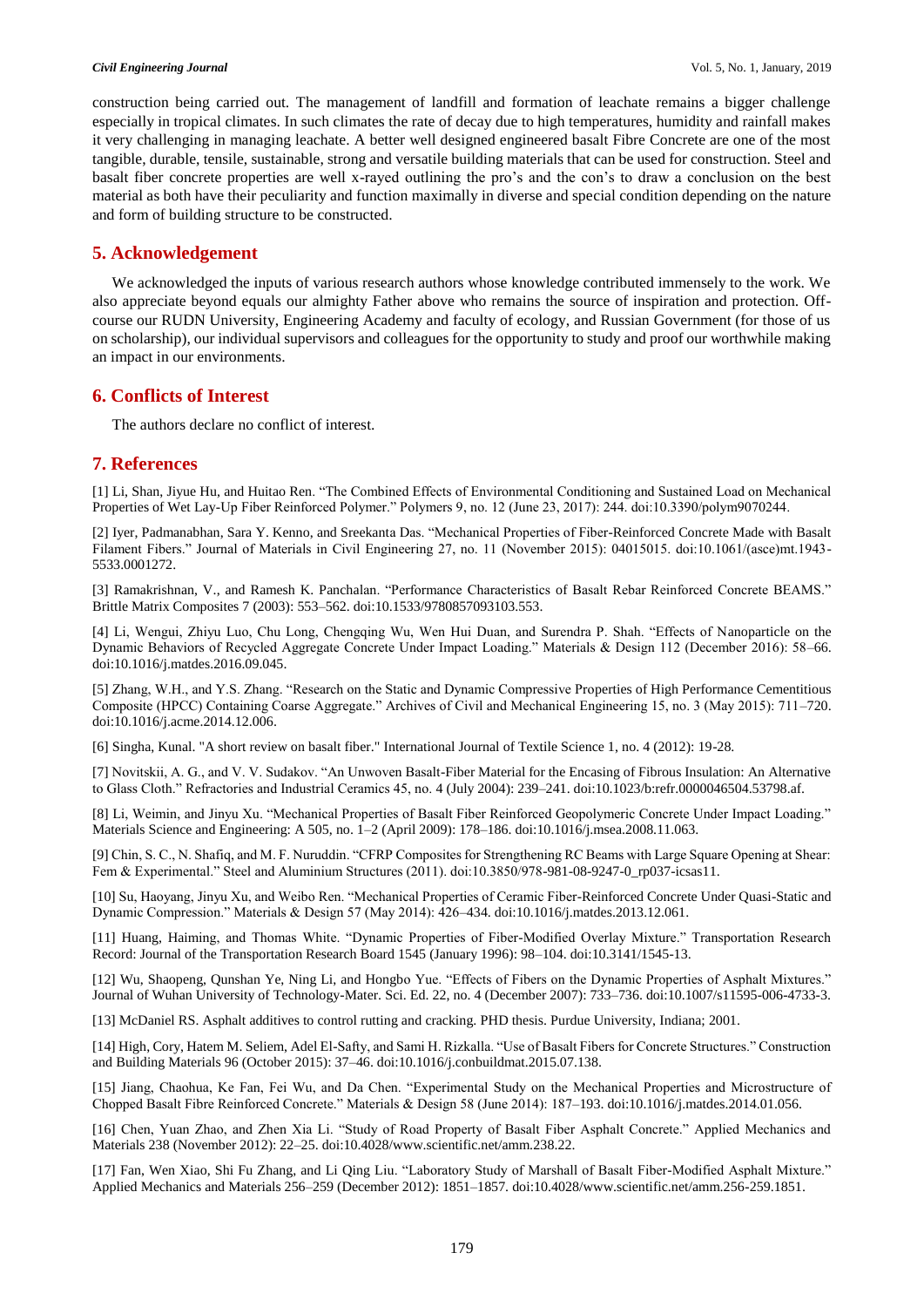construction being carried out. The management of landfill and formation of leachate remains a bigger challenge especially in tropical climates. In such climates the rate of decay due to high temperatures, humidity and rainfall makes it very challenging in managing leachate. A better well designed engineered basalt Fibre Concrete are one of the most tangible, durable, tensile, sustainable, strong and versatile building materials that can be used for construction. Steel and basalt fiber concrete properties are well x-rayed outlining the pro's and the con's to draw a conclusion on the best material as both have their peculiarity and function maximally in diverse and special condition depending on the nature and form of building structure to be constructed.

## 5. Acknowledgement

We acknowledged the inputs of various research authors whose knowledge contributed immensely to the work. We also appreciate beyond equals our almighty Father above who remains the source of inspiration and protection. Off-course our RUDN University, Engineering Academy and faculty of ecology, and Russian Government (for those of us on scholarship), our individual supervisors and colleagues for the opportunity to study and proof our worthwhile making an impact in our environments.

## 6. Conflicts of Interest

The authors declare no conflict of interest.

## 7. References

[1] Li, Shan, Jiyue Hu, and Huitao Ren. "The Combined Effects of Environmental Conditioning and Sustained Load on Mechanical Properties of Wet Lay-Up Fiber Reinforced Polymer." Polymers 9, no. 12 (June 23, 2017): 244. doi:10.3390/polym9070244.

[2] Iyer, Padmanabhan, Sara Y. Kenno, and Sreekanta Das. "Mechanical Properties of Fiber-Reinforced Concrete Made with Basalt Filament Fibers." Journal of Materials in Civil Engineering 27, no. 11 (November 2015): 04015015. doi:10.1061/(asce)mt.1943-5533.0001272.

[3] Ramakrishnan, V., and Ramesh K. Panchalan. "Performance Characteristics of Basalt Rebar Reinforced Concrete BEAMS." Brittle Matrix Composites 7 (2003): 553–562. doi:10.1533/9780857093103.553.

[4] Li, Wengui, Zhiyu Luo, Chu Long, Chengqing Wu, Wen Hui Duan, and Surendra P. Shah. "Effects of Nanoparticle on the Dynamic Behaviors of Recycled Aggregate Concrete Under Impact Loading." Materials & Design 112 (December 2016): 58–66. doi:10.1016/j.matdes.2016.09.045.

[5] Zhang, W.H., and Y.S. Zhang. "Research on the Static and Dynamic Compressive Properties of High Performance Cementitious Composite (HPCC) Containing Coarse Aggregate." Archives of Civil and Mechanical Engineering 15, no. 3 (May 2015): 711–720. doi:10.1016/j.acme.2014.12.006.

[6] Singha, Kunal. "A short review on basalt fiber." International Journal of Textile Science 1, no. 4 (2012): 19-28.

[7] Novitskii, A. G., and V. V. Sudakov. "An Unwoven Basalt-Fiber Material for the Encasing of Fibrous Insulation: An Alternative to Glass Cloth." Refractories and Industrial Ceramics 45, no. 4 (July 2004): 239–241. doi:10.1023/b:refr.0000046504.53798.af.

[8] Li, Weimin, and Jinyu Xu. "Mechanical Properties of Basalt Fiber Reinforced Geopolymeric Concrete Under Impact Loading." Materials Science and Engineering: A 505, no. 1–2 (April 2009): 178–186. doi:10.1016/j.msea.2008.11.063.

[9] Chin, S. C., N. Shafiq, and M. F. Nuruddin. "CFRP Composites for Strengthening RC Beams with Large Square Opening at Shear: Fem & Experimental." Steel and Aluminium Structures (2011). doi:10.3850/978-981-08-9247-0_rp037-icsas11.

[10] Su, Haoyang, Jinyu Xu, and Weibo Ren. "Mechanical Properties of Ceramic Fiber-Reinforced Concrete Under Quasi-Static and Dynamic Compression." Materials & Design 57 (May 2014): 426–434. doi:10.1016/j.matdes.2013.12.061.

[11] Huang, Haiming, and Thomas White. "Dynamic Properties of Fiber-Modified Overlay Mixture." Transportation Research Record: Journal of the Transportation Research Board 1545 (January 1996): 98–104. doi:10.3141/1545-13.

[12] Wu, Shaopeng, Qunshan Ye, Ning Li, and Hongbo Yue. "Effects of Fibers on the Dynamic Properties of Asphalt Mixtures." Journal of Wuhan University of Technology-Mater. Sci. Ed. 22, no. 4 (December 2007): 733–736. doi:10.1007/s11595-006-4733-3.

[13] McDaniel RS. Asphalt additives to control rutting and cracking. PHD thesis. Purdue University, Indiana; 2001.

[14] High, Cory, Hatem M. Seliem, Adel El-Safty, and Sami H. Rizkalla. "Use of Basalt Fibers for Concrete Structures." Construction and Building Materials 96 (October 2015): 37–46. doi:10.1016/j.conbuildmat.2015.07.138.

[15] Jiang, Chaohua, Ke Fan, Fei Wu, and Da Chen. "Experimental Study on the Mechanical Properties and Microstructure of Chopped Basalt Fibre Reinforced Concrete." Materials & Design 58 (June 2014): 187–193. doi:10.1016/j.matdes.2014.01.056.

[16] Chen, Yuan Zhao, and Zhen Xia Li. "Study of Road Property of Basalt Fiber Asphalt Concrete." Applied Mechanics and Materials 238 (November 2012): 22–25. doi:10.4028/www.scientific.net/amm.238.22.

[17] Fan, Wen Xiao, Shi Fu Zhang, and Li Qing Liu. "Laboratory Study of Marshall of Basalt Fiber-Modified Asphalt Mixture." Applied Mechanics and Materials 256–259 (December 2012): 1851–1857. doi:10.4028/www.scientific.net/amm.256-259.1851.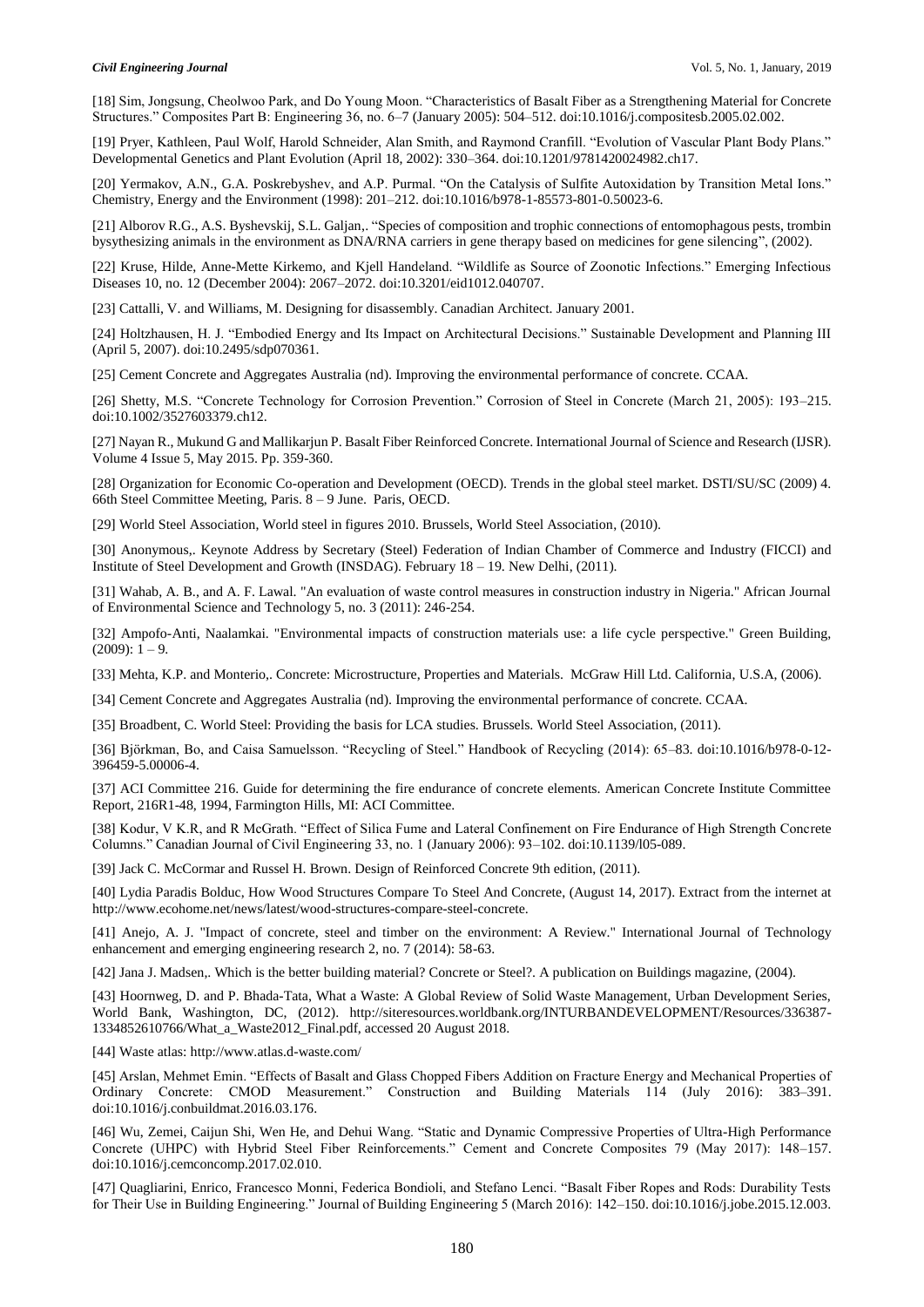[18] Sim, Jongsung, Cheolwoo Park, and Do Young Moon. "Characteristics of Basalt Fiber as a Strengthening Material for Concrete Structures." Composites Part B: Engineering 36, no. 6–7 (January 2005): 504–512. doi:10.1016/j.compositesb.2005.02.002.

[19] Pryer, Kathleen, Paul Wolf, Harold Schneider, Alan Smith, and Raymond Cranfill. "Evolution of Vascular Plant Body Plans." Developmental Genetics and Plant Evolution (April 18, 2002): 330–364. doi:10.1201/9781420024982.ch17.

[20] Yermakov, A.N., G.A. Poskrebyshev, and A.P. Purmal. "On the Catalysis of Sulfite Autoxidation by Transition Metal Ions." Chemistry, Energy and the Environment (1998): 201–212. doi:10.1016/b978-1-85573-801-0.50023-6.

[21] Alborov R.G., A.S. Byshevskij, S.L. Galjan,. "Species of composition and trophic connections of entomophagous pests, trombin bysythesizing animals in the environment as DNA/RNA carriers in gene therapy based on medicines for gene silencing", (2002).

[22] Kruse, Hilde, Anne-Mette Kirkemo, and Kjell Handeland. "Wildlife as Source of Zoonotic Infections." Emerging Infectious Diseases 10, no. 12 (December 2004): 2067–2072. doi:10.3201/eid1012.040707.

[23] Cattalli, V. and Williams, M. Designing for disassembly. Canadian Architect. January 2001.

[24] Holtzhausen, H. J. "Embodied Energy and Its Impact on Architectural Decisions." Sustainable Development and Planning III (April 5, 2007). doi:10.2495/sdp070361.

[25] Cement Concrete and Aggregates Australia (nd). Improving the environmental performance of concrete. CCAA.

[26] Shetty, M.S. "Concrete Technology for Corrosion Prevention." Corrosion of Steel in Concrete (March 21, 2005): 193–215. doi:10.1002/3527603379.ch12.

[27] Nayan R., Mukund G and Mallikarjun P. Basalt Fiber Reinforced Concrete. International Journal of Science and Research (IJSR). Volume 4 Issue 5, May 2015. Pp. 359-360.

[28] Organization for Economic Co-operation and Development (OECD). Trends in the global steel market. DSTI/SU/SC (2009) 4. 66th Steel Committee Meeting, Paris. 8 – 9 June. Paris, OECD.

[29] World Steel Association, World steel in figures 2010. Brussels, World Steel Association, (2010).

[30] Anonymous,. Keynote Address by Secretary (Steel) Federation of Indian Chamber of Commerce and Industry (FICCI) and Institute of Steel Development and Growth (INSDAG). February 18 – 19. New Delhi, (2011).

[31] Wahab, A. B., and A. F. Lawal. "An evaluation of waste control measures in construction industry in Nigeria." African Journal of Environmental Science and Technology 5, no. 3 (2011): 246-254.

[32] Ampofo-Anti, Naalamkai. "Environmental impacts of construction materials use: a life cycle perspective." Green Building, (2009): 1 – 9.

[33] Mehta, K.P. and Monterio,. Concrete: Microstructure, Properties and Materials. McGraw Hill Ltd. California, U.S.A, (2006).

[34] Cement Concrete and Aggregates Australia (nd). Improving the environmental performance of concrete. CCAA.

[35] Broadbent, C. World Steel: Providing the basis for LCA studies. Brussels. World Steel Association, (2011).

[36] Björkman, Bo, and Caisa Samuelsson. "Recycling of Steel." Handbook of Recycling (2014): 65–83. doi:10.1016/b978-0-12-396459-5.00006-4.

[37] ACI Committee 216. Guide for determining the fire endurance of concrete elements. American Concrete Institute Committee Report, 216R1-48, 1994, Farmington Hills, MI: ACI Committee.

[38] Kodur, V K.R, and R McGrath. "Effect of Silica Fume and Lateral Confinement on Fire Endurance of High Strength Concrete Columns." Canadian Journal of Civil Engineering 33, no. 1 (January 2006): 93–102. doi:10.1139/l05-089.

[39] Jack C. McCormar and Russel H. Brown. Design of Reinforced Concrete 9th edition, (2011).

[40] Lydia Paradis Bolduc, How Wood Structures Compare To Steel And Concrete, (August 14, 2017). Extract from the internet at http://www.ecohome.net/news/latest/wood-structures-compare-steel-concrete.

[41] Anejo, A. J. "Impact of concrete, steel and timber on the environment: A Review." International Journal of Technology enhancement and emerging engineering research 2, no. 7 (2014): 58-63.

[42] Jana J. Madsen,. Which is the better building material? Concrete or Steel?. A publication on Buildings magazine, (2004).

[43] Hoornweg, D. and P. Bhada-Tata, What a Waste: A Global Review of Solid Waste Management, Urban Development Series, World Bank, Washington, DC, (2012). http://siteresources.worldbank.org/INTURBANDEVELOPMENT/Resources/336387-1334852610766/What_a_Waste2012_Final.pdf, accessed 20 August 2018.

[44] Waste atlas: http://www.atlas.d-waste.com/

[45] Arslan, Mehmet Emin. "Effects of Basalt and Glass Chopped Fibers Addition on Fracture Energy and Mechanical Properties of Ordinary Concrete: CMOD Measurement." Construction and Building Materials 114 (July 2016): 383–391. doi:10.1016/j.conbuildmat.2016.03.176.

[46] Wu, Zemei, Caijun Shi, Wen He, and Dehui Wang. "Static and Dynamic Compressive Properties of Ultra-High Performance Concrete (UHPC) with Hybrid Steel Fiber Reinforcements." Cement and Concrete Composites 79 (May 2017): 148–157. doi:10.1016/j.cemconcomp.2017.02.010.

[47] Quagliarini, Enrico, Francesco Monni, Federica Bondioli, and Stefano Lenci. "Basalt Fiber Ropes and Rods: Durability Tests for Their Use in Building Engineering." Journal of Building Engineering 5 (March 2016): 142–150. doi:10.1016/j.jobe.2015.12.003.